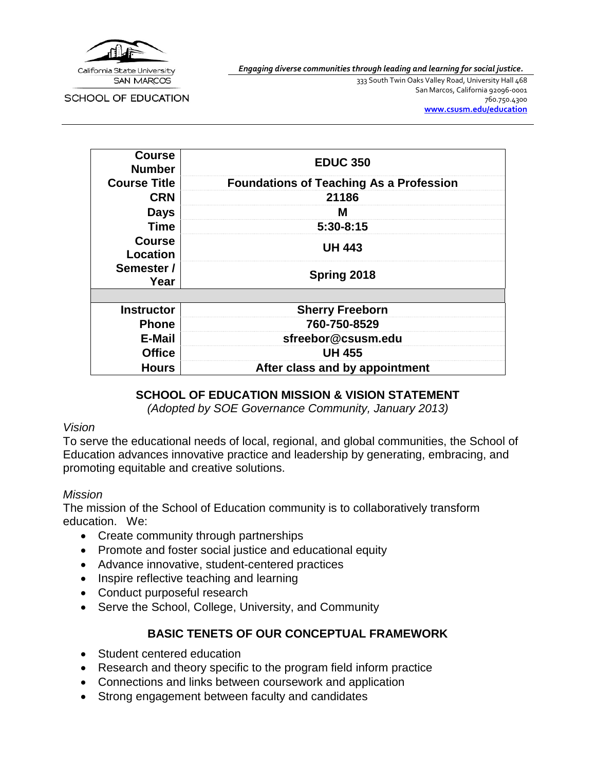California State University
SAN MARCOS

SCHOOL OF EDUCATION

*Engaging diverse communities through leading and learning for social justice.*

333 South Twin Oaks Valley Road, University Hall 468
San Marcos, California 92096-0001
760.750.4300
**www.csusm.edu/education**

| | |
|---|---|
| **Course Number** | **EDUC 350** |
| **Course Title** | **Foundations of Teaching As a Profession** |
| **CRN** | **21186** |
| **Days** | **M** |
| **Time** | **5:30-8:15** |
| **Course Location** | **UH 443** |
| **Semester / Year** | **Spring 2018** |
| | |
| **Instructor** | **Sherry Freeborn** |
| **Phone** | **760-750-8529** |
| **E-Mail** | **sfreebor@csusm.edu** |
| **Office** | **UH 455** |
| **Hours** | **After class and by appointment** |

## SCHOOL OF EDUCATION MISSION & VISION STATEMENT

*(Adopted by SOE Governance Community, January 2013)*

*Vision*

To serve the educational needs of local, regional, and global communities, the School of Education advances innovative practice and leadership by generating, embracing, and promoting equitable and creative solutions.

*Mission*

The mission of the School of Education community is to collaboratively transform education. We:

- Create community through partnerships
- Promote and foster social justice and educational equity
- Advance innovative, student-centered practices
- Inspire reflective teaching and learning
- Conduct purposeful research
- Serve the School, College, University, and Community

## BASIC TENETS OF OUR CONCEPTUAL FRAMEWORK

- Student centered education
- Research and theory specific to the program field inform practice
- Connections and links between coursework and application
- Strong engagement between faculty and candidates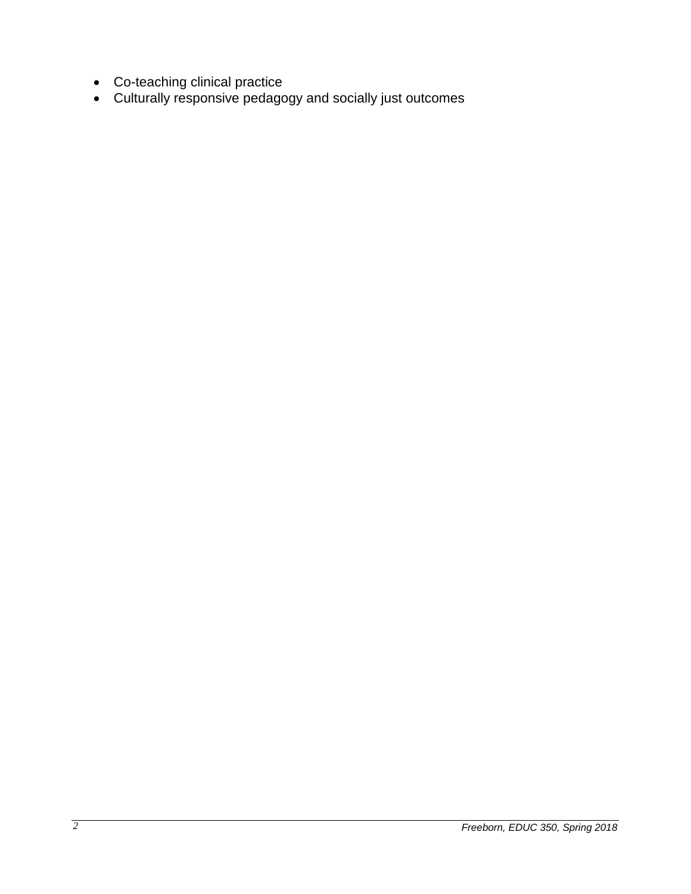- Co-teaching clinical practice
- Culturally responsive pedagogy and socially just outcomes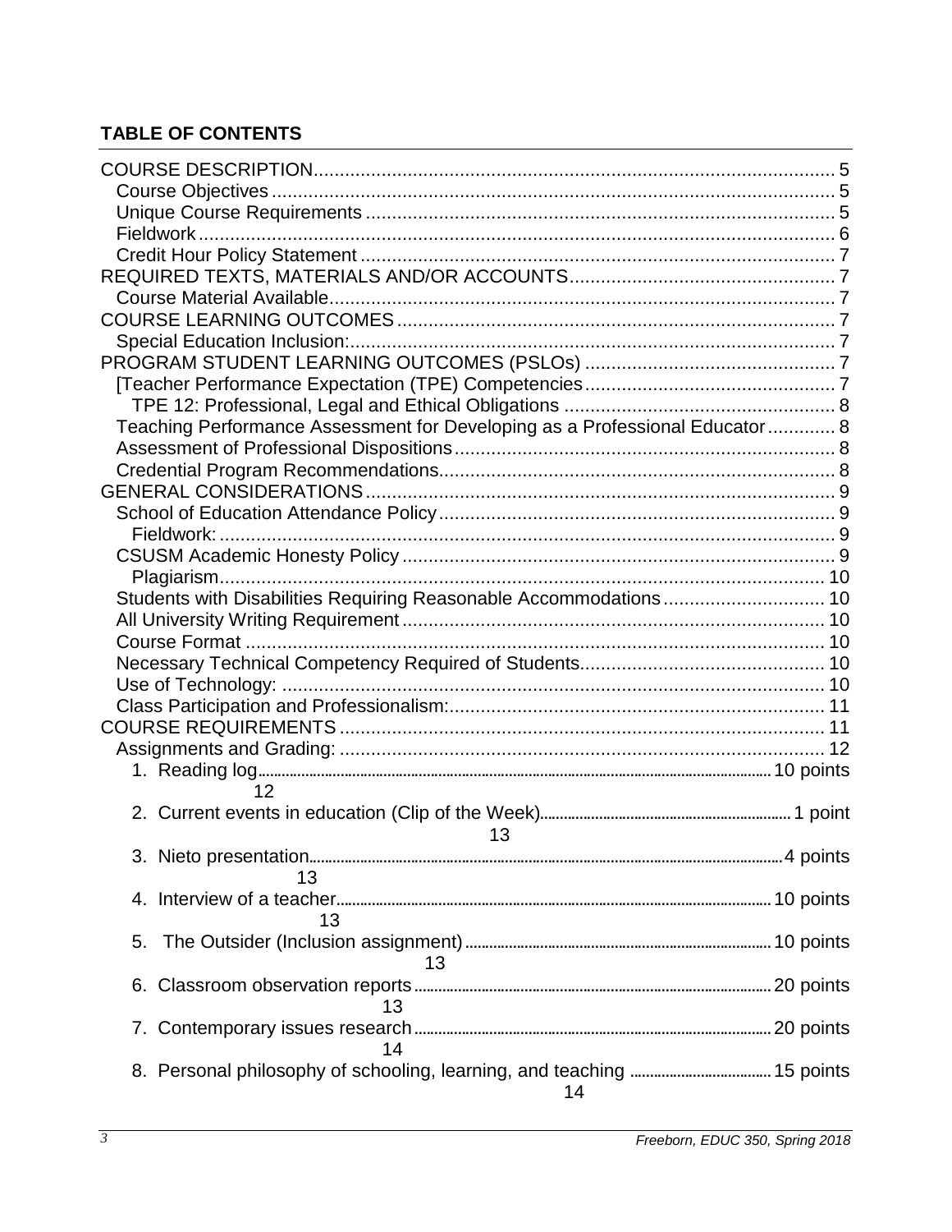## TABLE OF CONTENTS

COURSE DESCRIPTION .................................................. 5
- Course Objectives .................................................. 5
- Unique Course Requirements .................................................. 5
- Fieldwork .................................................. 6
- Credit Hour Policy Statement .................................................. 7

REQUIRED TEXTS, MATERIALS AND/OR ACCOUNTS .................................................. 7
- Course Material Available .................................................. 7

COURSE LEARNING OUTCOMES .................................................. 7
- Special Education Inclusion: .................................................. 7

PROGRAM STUDENT LEARNING OUTCOMES (PSLOs) .................................................. 7
- [Teacher Performance Expectation (TPE) Competencies .................................................. 7
  - TPE 12: Professional, Legal and Ethical Obligations .................................................. 8
- Teaching Performance Assessment for Developing as a Professional Educator .................................................. 8
- Assessment of Professional Dispositions .................................................. 8
- Credential Program Recommendations .................................................. 8

GENERAL CONSIDERATIONS .................................................. 9
- School of Education Attendance Policy .................................................. 9
  - Fieldwork: .................................................. 9
- CSUSM Academic Honesty Policy .................................................. 9
  - Plagiarism .................................................. 10
- Students with Disabilities Requiring Reasonable Accommodations .................................................. 10
- All University Writing Requirement .................................................. 10
- Course Format .................................................. 10
- Necessary Technical Competency Required of Students .................................................. 10
- Use of Technology: .................................................. 10
- Class Participation and Professionalism: .................................................. 11

COURSE REQUIREMENTS .................................................. 11
- Assignments and Grading: .................................................. 12
  1. Reading log .................................................. 10 points 12
  2. Current events in education (Clip of the Week) .................................................. 1 point 13
  3. Nieto presentation .................................................. 4 points 13
  4. Interview of a teacher .................................................. 10 points 13
  5. The Outsider (Inclusion assignment) .................................................. 10 points 13
  6. Classroom observation reports .................................................. 20 points 13
  7. Contemporary issues research .................................................. 20 points 14
  8. Personal philosophy of schooling, learning, and teaching .................................................. 15 points 14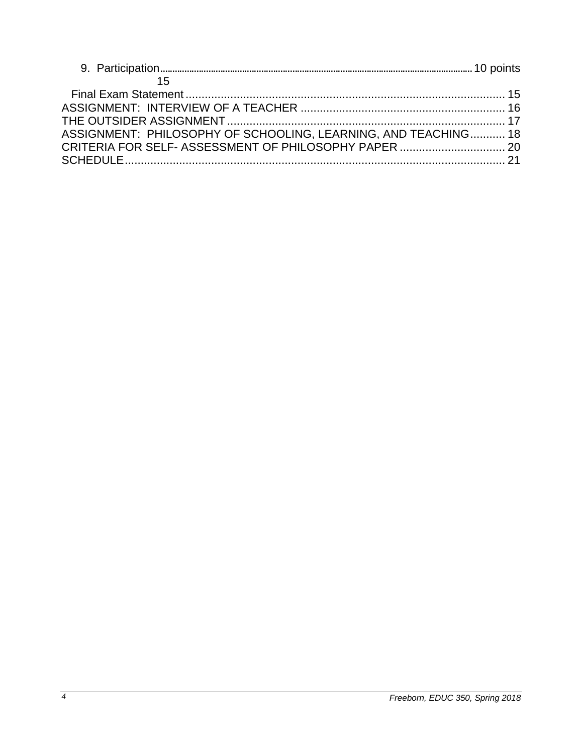9. Participation............................................................................................................................10 points 15

Final Exam Statement .................................................................................................... 15

ASSIGNMENT: INTERVIEW OF A TEACHER ............................................................... 16

THE OUTSIDER ASSIGNMENT ...................................................................................... 17

ASSIGNMENT: PHILOSOPHY OF SCHOOLING, LEARNING, AND TEACHING........... 18

CRITERIA FOR SELF- ASSESSMENT OF PHILOSOPHY PAPER ................................. 20

SCHEDULE...................................................................................................................... 21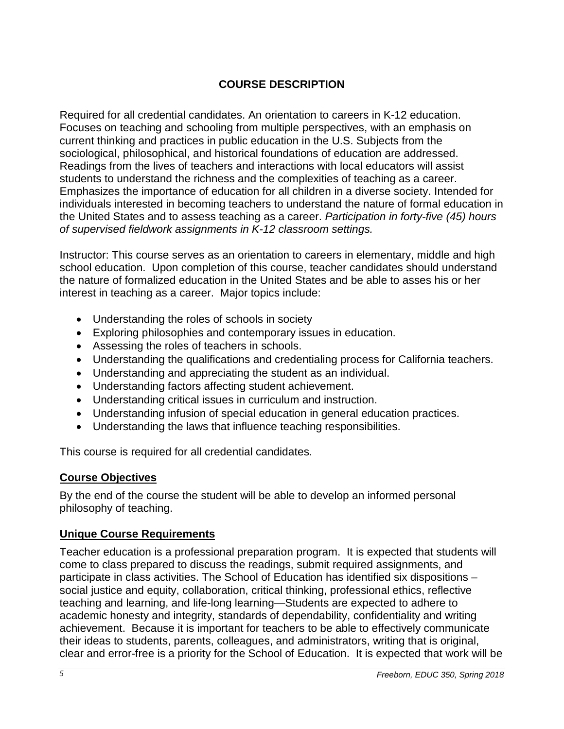## COURSE DESCRIPTION

Required for all credential candidates. An orientation to careers in K-12 education. Focuses on teaching and schooling from multiple perspectives, with an emphasis on current thinking and practices in public education in the U.S. Subjects from the sociological, philosophical, and historical foundations of education are addressed. Readings from the lives of teachers and interactions with local educators will assist students to understand the richness and the complexities of teaching as a career. Emphasizes the importance of education for all children in a diverse society. Intended for individuals interested in becoming teachers to understand the nature of formal education in the United States and to assess teaching as a career. *Participation in forty-five (45) hours of supervised fieldwork assignments in K-12 classroom settings.*

Instructor: This course serves as an orientation to careers in elementary, middle and high school education. Upon completion of this course, teacher candidates should understand the nature of formalized education in the United States and be able to asses his or her interest in teaching as a career. Major topics include:

- Understanding the roles of schools in society
- Exploring philosophies and contemporary issues in education.
- Assessing the roles of teachers in schools.
- Understanding the qualifications and credentialing process for California teachers.
- Understanding and appreciating the student as an individual.
- Understanding factors affecting student achievement.
- Understanding critical issues in curriculum and instruction.
- Understanding infusion of special education in general education practices.
- Understanding the laws that influence teaching responsibilities.

This course is required for all credential candidates.

### Course Objectives

By the end of the course the student will be able to develop an informed personal philosophy of teaching.

### Unique Course Requirements

Teacher education is a professional preparation program. It is expected that students will come to class prepared to discuss the readings, submit required assignments, and participate in class activities. The School of Education has identified six dispositions – social justice and equity, collaboration, critical thinking, professional ethics, reflective teaching and learning, and life-long learning—Students are expected to adhere to academic honesty and integrity, standards of dependability, confidentiality and writing achievement. Because it is important for teachers to be able to effectively communicate their ideas to students, parents, colleagues, and administrators, writing that is original, clear and error-free is a priority for the School of Education. It is expected that work will be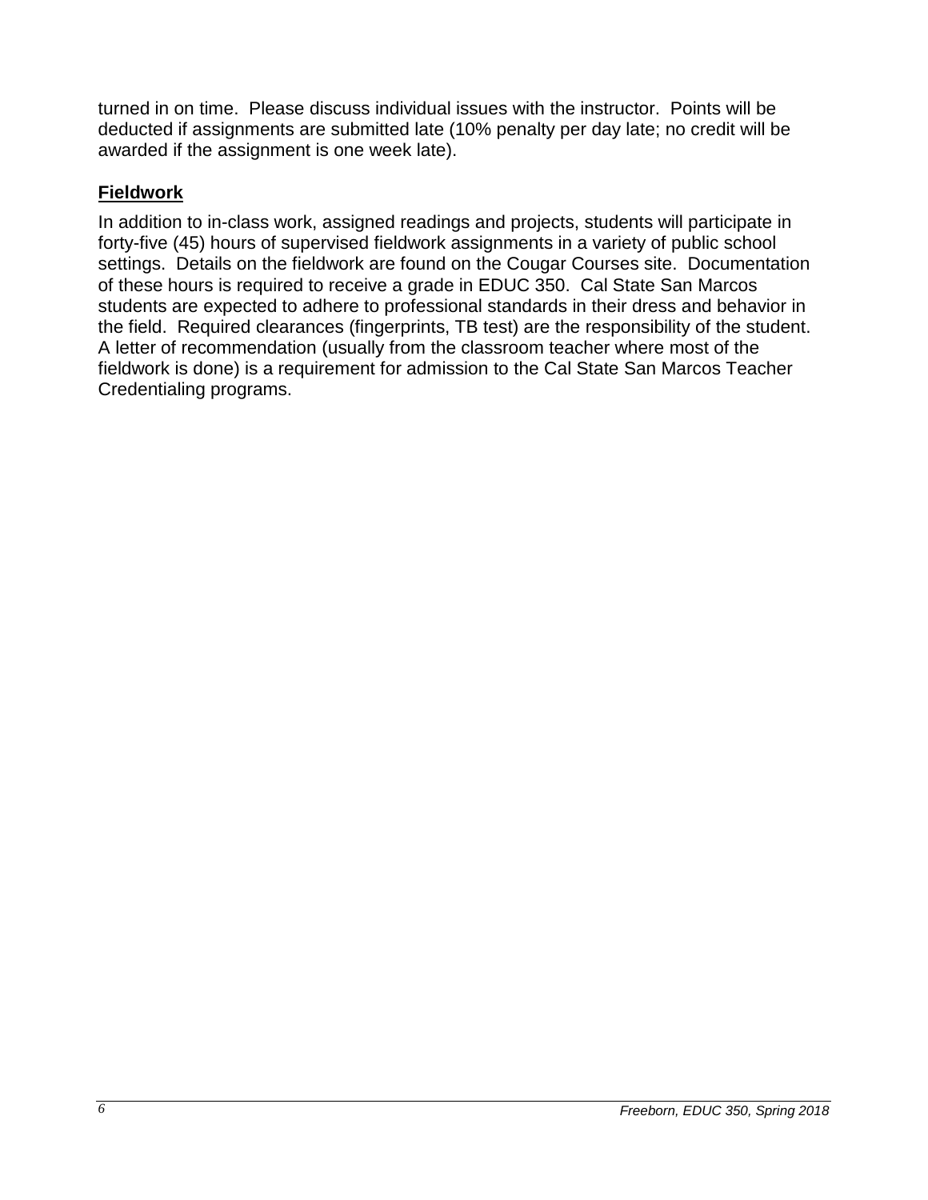turned in on time. Please discuss individual issues with the instructor. Points will be deducted if assignments are submitted late (10% penalty per day late; no credit will be awarded if the assignment is one week late).

### Fieldwork

In addition to in-class work, assigned readings and projects, students will participate in forty-five (45) hours of supervised fieldwork assignments in a variety of public school settings. Details on the fieldwork are found on the Cougar Courses site. Documentation of these hours is required to receive a grade in EDUC 350. Cal State San Marcos students are expected to adhere to professional standards in their dress and behavior in the field. Required clearances (fingerprints, TB test) are the responsibility of the student. A letter of recommendation (usually from the classroom teacher where most of the fieldwork is done) is a requirement for admission to the Cal State San Marcos Teacher Credentialing programs.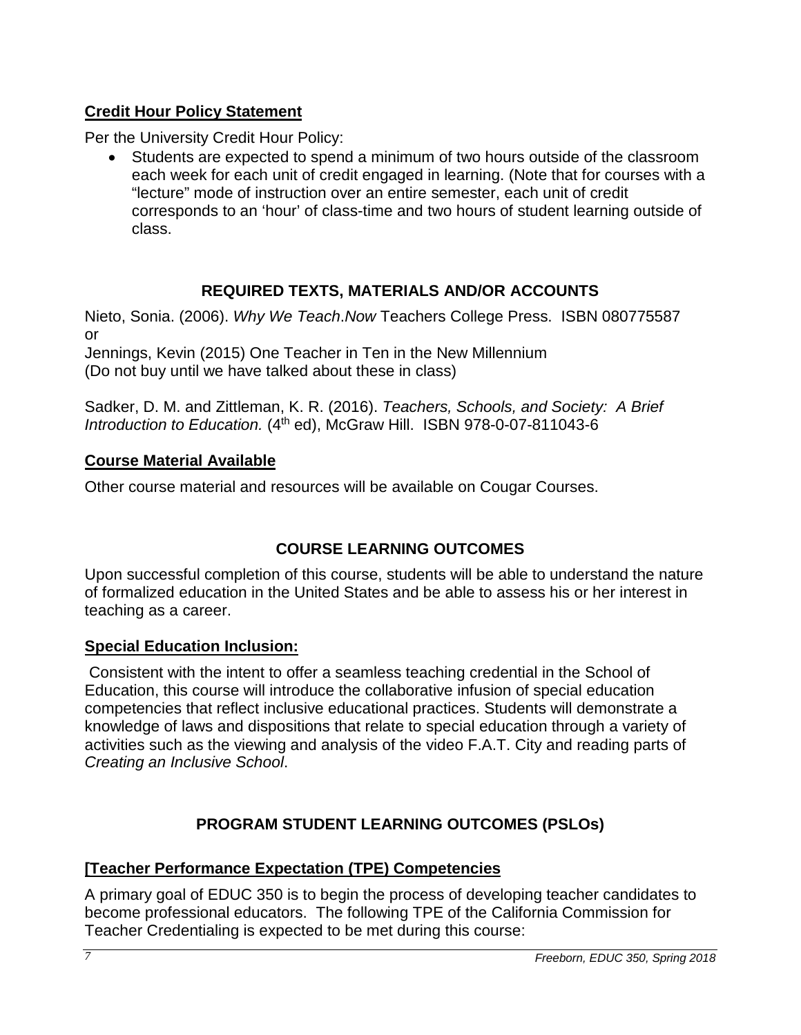**Credit Hour Policy Statement**

Per the University Credit Hour Policy:

- Students are expected to spend a minimum of two hours outside of the classroom each week for each unit of credit engaged in learning. (Note that for courses with a "lecture" mode of instruction over an entire semester, each unit of credit corresponds to an 'hour' of class-time and two hours of student learning outside of class.

## REQUIRED TEXTS, MATERIALS AND/OR ACCOUNTS

Nieto, Sonia. (2006). *Why We Teach*.*Now* Teachers College Press. ISBN 080775587
or
Jennings, Kevin (2015) One Teacher in Ten in the New Millennium
(Do not buy until we have talked about these in class)

Sadker, D. M. and Zittleman, K. R. (2016). *Teachers, Schools, and Society: A Brief Introduction to Education.* (4th ed), McGraw Hill. ISBN 978-0-07-811043-6

**Course Material Available**

Other course material and resources will be available on Cougar Courses.

## COURSE LEARNING OUTCOMES

Upon successful completion of this course, students will be able to understand the nature of formalized education in the United States and be able to assess his or her interest in teaching as a career.

**Special Education Inclusion:**

Consistent with the intent to offer a seamless teaching credential in the School of Education, this course will introduce the collaborative infusion of special education competencies that reflect inclusive educational practices. Students will demonstrate a knowledge of laws and dispositions that relate to special education through a variety of activities such as the viewing and analysis of the video F.A.T. City and reading parts of *Creating an Inclusive School*.

## PROGRAM STUDENT LEARNING OUTCOMES (PSLOs)

**[Teacher Performance Expectation (TPE) Competencies**

A primary goal of EDUC 350 is to begin the process of developing teacher candidates to become professional educators. The following TPE of the California Commission for Teacher Credentialing is expected to be met during this course: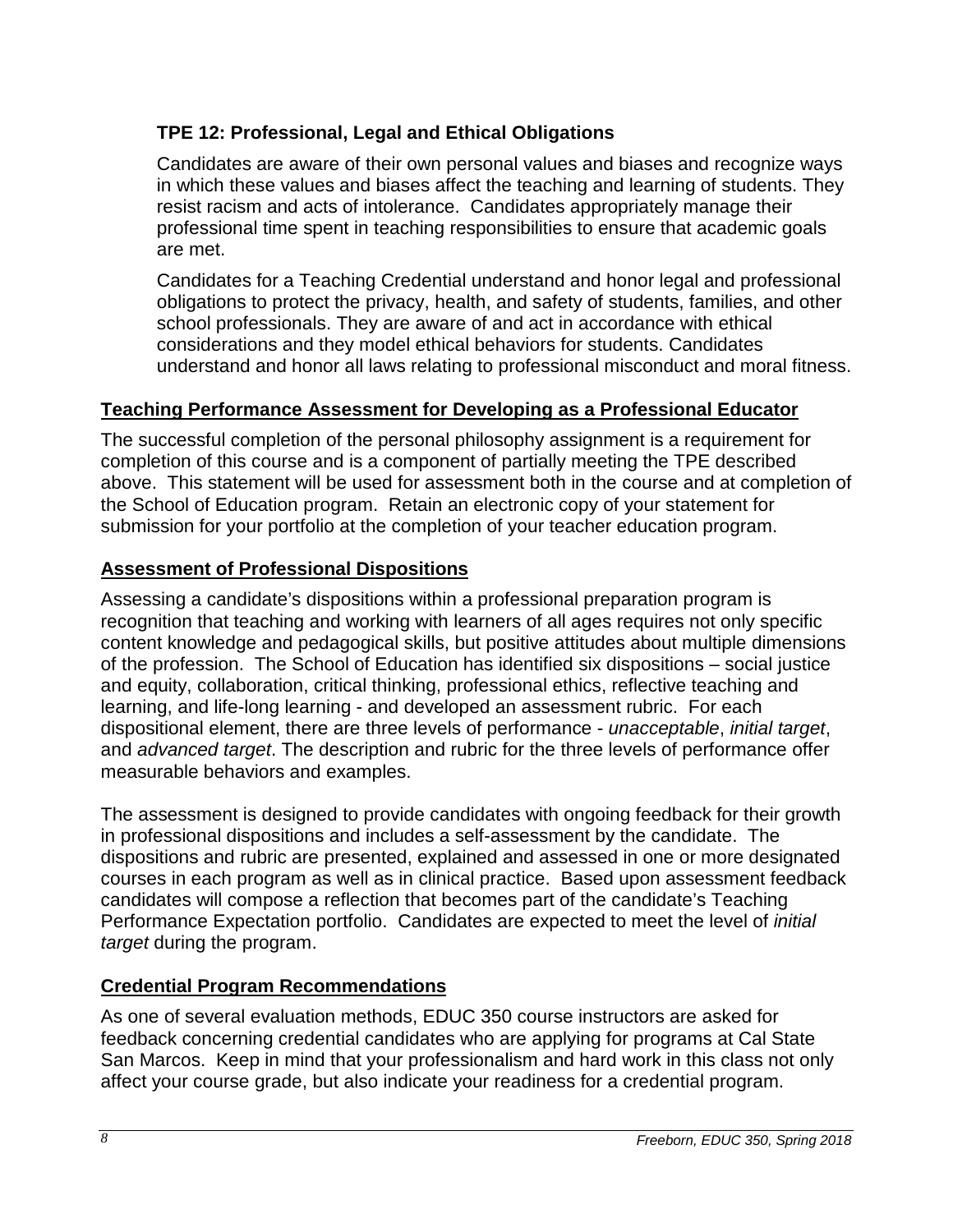### TPE 12: Professional, Legal and Ethical Obligations

Candidates are aware of their own personal values and biases and recognize ways in which these values and biases affect the teaching and learning of students. They resist racism and acts of intolerance. Candidates appropriately manage their professional time spent in teaching responsibilities to ensure that academic goals are met.

Candidates for a Teaching Credential understand and honor legal and professional obligations to protect the privacy, health, and safety of students, families, and other school professionals. They are aware of and act in accordance with ethical considerations and they model ethical behaviors for students. Candidates understand and honor all laws relating to professional misconduct and moral fitness.

## Teaching Performance Assessment for Developing as a Professional Educator

The successful completion of the personal philosophy assignment is a requirement for completion of this course and is a component of partially meeting the TPE described above. This statement will be used for assessment both in the course and at completion of the School of Education program. Retain an electronic copy of your statement for submission for your portfolio at the completion of your teacher education program.

## Assessment of Professional Dispositions

Assessing a candidate's dispositions within a professional preparation program is recognition that teaching and working with learners of all ages requires not only specific content knowledge and pedagogical skills, but positive attitudes about multiple dimensions of the profession. The School of Education has identified six dispositions – social justice and equity, collaboration, critical thinking, professional ethics, reflective teaching and learning, and life-long learning - and developed an assessment rubric. For each dispositional element, there are three levels of performance - *unacceptable*, *initial target*, and *advanced target*. The description and rubric for the three levels of performance offer measurable behaviors and examples.

The assessment is designed to provide candidates with ongoing feedback for their growth in professional dispositions and includes a self-assessment by the candidate. The dispositions and rubric are presented, explained and assessed in one or more designated courses in each program as well as in clinical practice. Based upon assessment feedback candidates will compose a reflection that becomes part of the candidate's Teaching Performance Expectation portfolio. Candidates are expected to meet the level of *initial target* during the program.

## Credential Program Recommendations

As one of several evaluation methods, EDUC 350 course instructors are asked for feedback concerning credential candidates who are applying for programs at Cal State San Marcos. Keep in mind that your professionalism and hard work in this class not only affect your course grade, but also indicate your readiness for a credential program.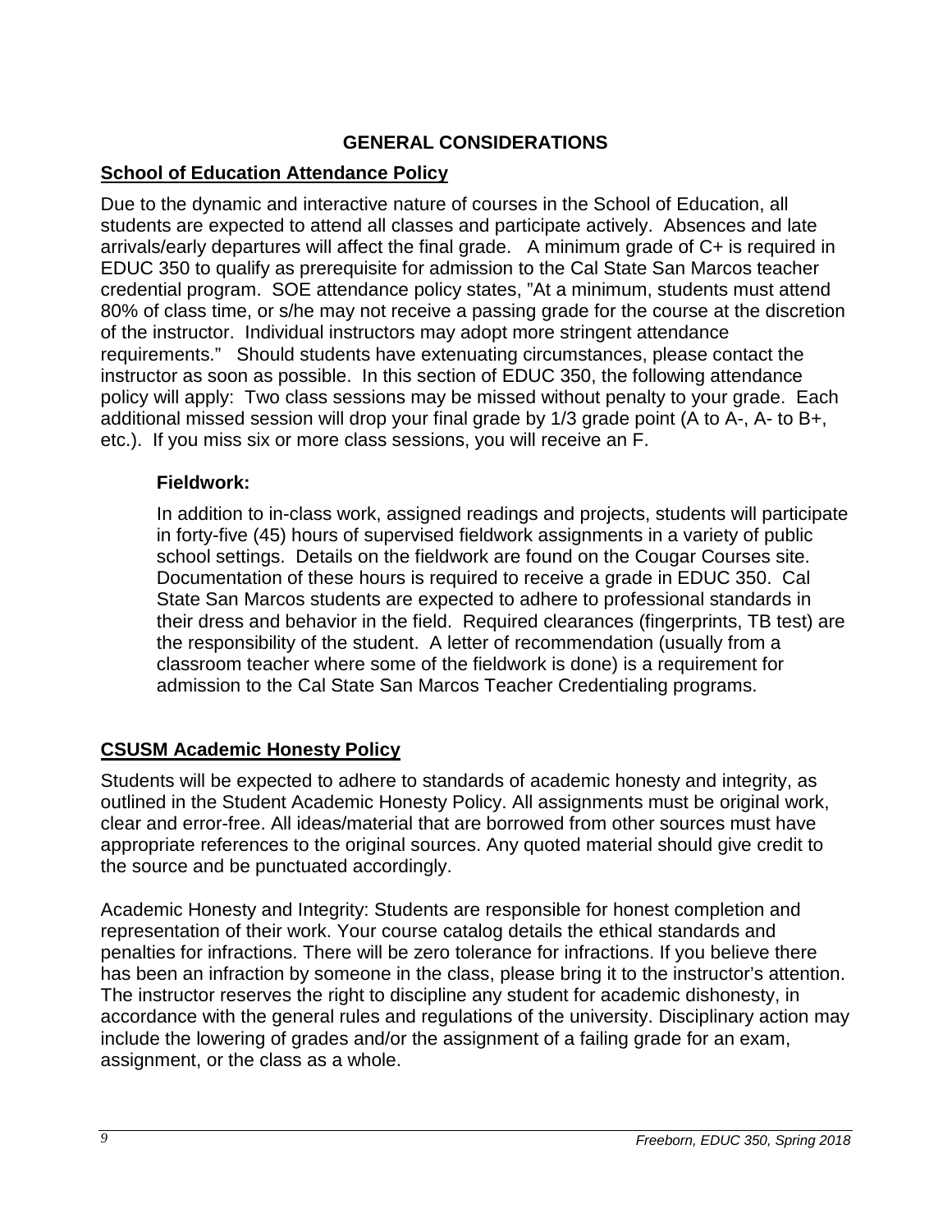## GENERAL CONSIDERATIONS

### School of Education Attendance Policy

Due to the dynamic and interactive nature of courses in the School of Education, all students are expected to attend all classes and participate actively. Absences and late arrivals/early departures will affect the final grade. A minimum grade of C+ is required in EDUC 350 to qualify as prerequisite for admission to the Cal State San Marcos teacher credential program. SOE attendance policy states, "At a minimum, students must attend 80% of class time, or s/he may not receive a passing grade for the course at the discretion of the instructor. Individual instructors may adopt more stringent attendance requirements." Should students have extenuating circumstances, please contact the instructor as soon as possible. In this section of EDUC 350, the following attendance policy will apply: Two class sessions may be missed without penalty to your grade. Each additional missed session will drop your final grade by 1/3 grade point (A to A-, A- to B+, etc.). If you miss six or more class sessions, you will receive an F.

#### Fieldwork:

In addition to in-class work, assigned readings and projects, students will participate in forty-five (45) hours of supervised fieldwork assignments in a variety of public school settings. Details on the fieldwork are found on the Cougar Courses site. Documentation of these hours is required to receive a grade in EDUC 350. Cal State San Marcos students are expected to adhere to professional standards in their dress and behavior in the field. Required clearances (fingerprints, TB test) are the responsibility of the student. A letter of recommendation (usually from a classroom teacher where some of the fieldwork is done) is a requirement for admission to the Cal State San Marcos Teacher Credentialing programs.

### CSUSM Academic Honesty Policy

Students will be expected to adhere to standards of academic honesty and integrity, as outlined in the Student Academic Honesty Policy. All assignments must be original work, clear and error-free. All ideas/material that are borrowed from other sources must have appropriate references to the original sources. Any quoted material should give credit to the source and be punctuated accordingly.

Academic Honesty and Integrity: Students are responsible for honest completion and representation of their work. Your course catalog details the ethical standards and penalties for infractions. There will be zero tolerance for infractions. If you believe there has been an infraction by someone in the class, please bring it to the instructor's attention. The instructor reserves the right to discipline any student for academic dishonesty, in accordance with the general rules and regulations of the university. Disciplinary action may include the lowering of grades and/or the assignment of a failing grade for an exam, assignment, or the class as a whole.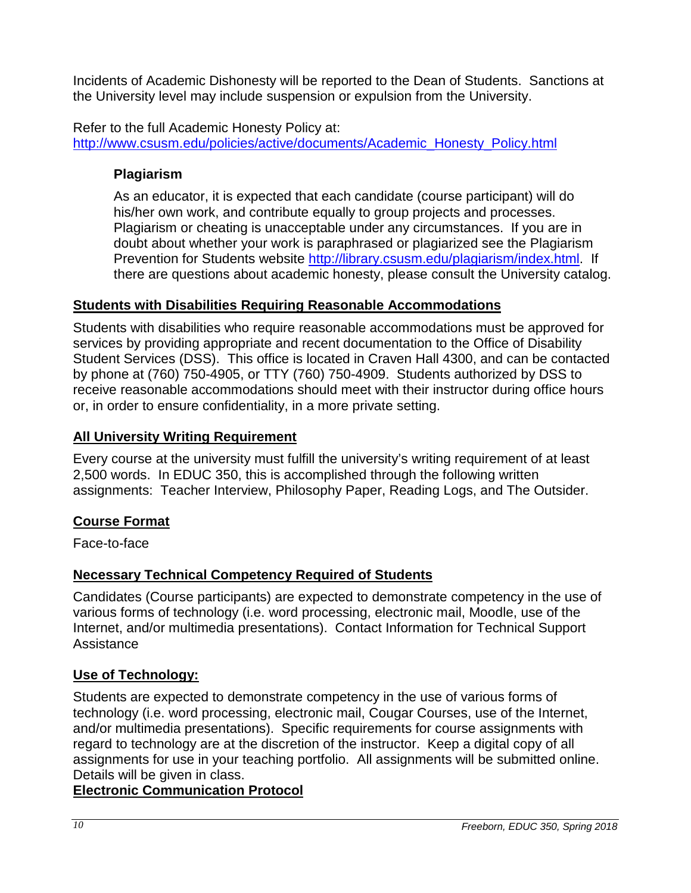Incidents of Academic Dishonesty will be reported to the Dean of Students. Sanctions at the University level may include suspension or expulsion from the University.

Refer to the full Academic Honesty Policy at: [http://www.csusm.edu/policies/active/documents/Academic_Honesty_Policy.html](http://www.csusm.edu/policies/active/documents/Academic_Honesty_Policy.html)

### Plagiarism

As an educator, it is expected that each candidate (course participant) will do his/her own work, and contribute equally to group projects and processes. Plagiarism or cheating is unacceptable under any circumstances. If you are in doubt about whether your work is paraphrased or plagiarized see the Plagiarism Prevention for Students website [http://library.csusm.edu/plagiarism/index.html](http://library.csusm.edu/plagiarism/index.html). If there are questions about academic honesty, please consult the University catalog.

## Students with Disabilities Requiring Reasonable Accommodations

Students with disabilities who require reasonable accommodations must be approved for services by providing appropriate and recent documentation to the Office of Disability Student Services (DSS). This office is located in Craven Hall 4300, and can be contacted by phone at (760) 750-4905, or TTY (760) 750-4909. Students authorized by DSS to receive reasonable accommodations should meet with their instructor during office hours or, in order to ensure confidentiality, in a more private setting.

## All University Writing Requirement

Every course at the university must fulfill the university's writing requirement of at least 2,500 words. In EDUC 350, this is accomplished through the following written assignments: Teacher Interview, Philosophy Paper, Reading Logs, and The Outsider.

## Course Format

Face-to-face

## Necessary Technical Competency Required of Students

Candidates (Course participants) are expected to demonstrate competency in the use of various forms of technology (i.e. word processing, electronic mail, Moodle, use of the Internet, and/or multimedia presentations). Contact Information for Technical Support Assistance

## Use of Technology:

Students are expected to demonstrate competency in the use of various forms of technology (i.e. word processing, electronic mail, Cougar Courses, use of the Internet, and/or multimedia presentations). Specific requirements for course assignments with regard to technology are at the discretion of the instructor. Keep a digital copy of all assignments for use in your teaching portfolio. All assignments will be submitted online. Details will be given in class.

## Electronic Communication Protocol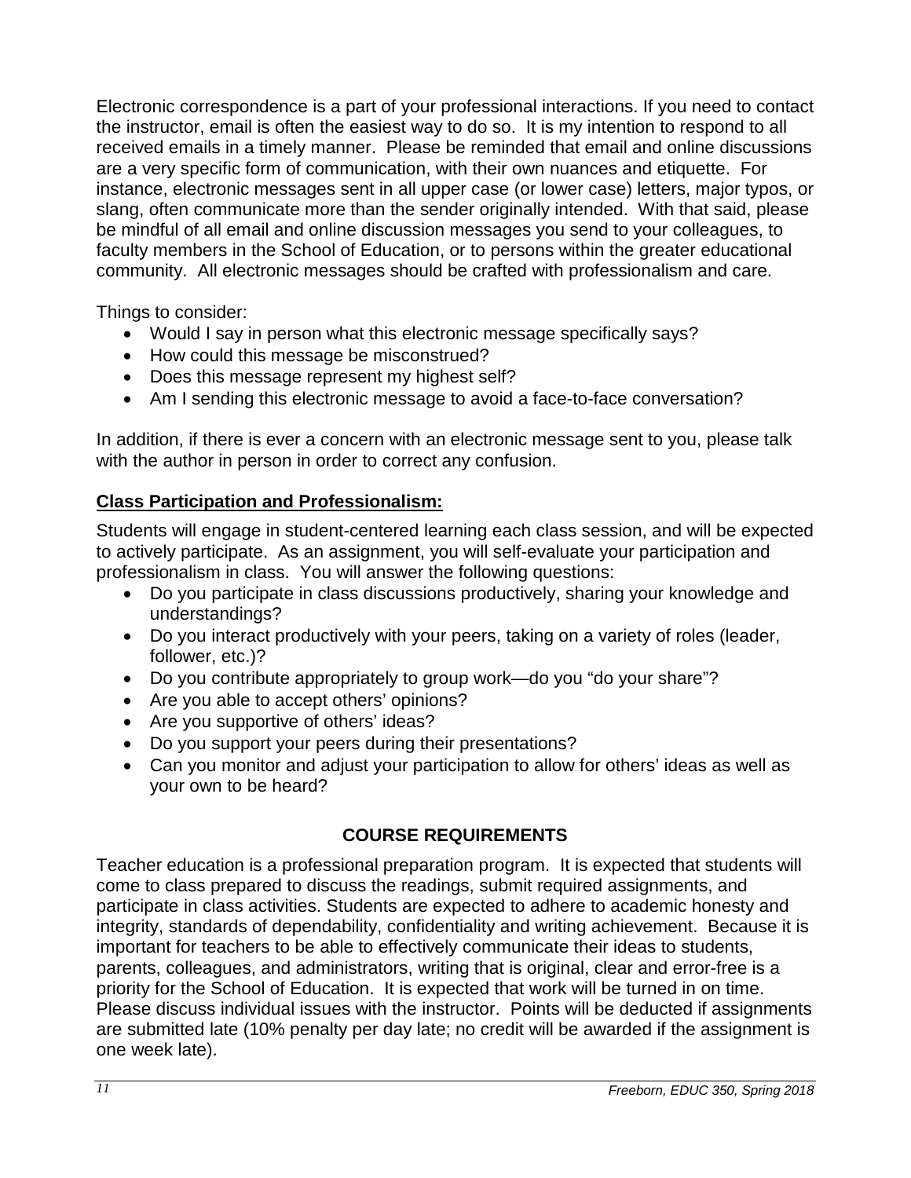Electronic correspondence is a part of your professional interactions. If you need to contact the instructor, email is often the easiest way to do so. It is my intention to respond to all received emails in a timely manner. Please be reminded that email and online discussions are a very specific form of communication, with their own nuances and etiquette. For instance, electronic messages sent in all upper case (or lower case) letters, major typos, or slang, often communicate more than the sender originally intended. With that said, please be mindful of all email and online discussion messages you send to your colleagues, to faculty members in the School of Education, or to persons within the greater educational community. All electronic messages should be crafted with professionalism and care.

Things to consider:

- Would I say in person what this electronic message specifically says?
- How could this message be misconstrued?
- Does this message represent my highest self?
- Am I sending this electronic message to avoid a face-to-face conversation?

In addition, if there is ever a concern with an electronic message sent to you, please talk with the author in person in order to correct any confusion.

**Class Participation and Professionalism:**

Students will engage in student-centered learning each class session, and will be expected to actively participate. As an assignment, you will self-evaluate your participation and professionalism in class. You will answer the following questions:

- Do you participate in class discussions productively, sharing your knowledge and understandings?
- Do you interact productively with your peers, taking on a variety of roles (leader, follower, etc.)?
- Do you contribute appropriately to group work—do you "do your share"?
- Are you able to accept others' opinions?
- Are you supportive of others' ideas?
- Do you support your peers during their presentations?
- Can you monitor and adjust your participation to allow for others' ideas as well as your own to be heard?

## COURSE REQUIREMENTS

Teacher education is a professional preparation program. It is expected that students will come to class prepared to discuss the readings, submit required assignments, and participate in class activities. Students are expected to adhere to academic honesty and integrity, standards of dependability, confidentiality and writing achievement. Because it is important for teachers to be able to effectively communicate their ideas to students, parents, colleagues, and administrators, writing that is original, clear and error-free is a priority for the School of Education. It is expected that work will be turned in on time. Please discuss individual issues with the instructor. Points will be deducted if assignments are submitted late (10% penalty per day late; no credit will be awarded if the assignment is one week late).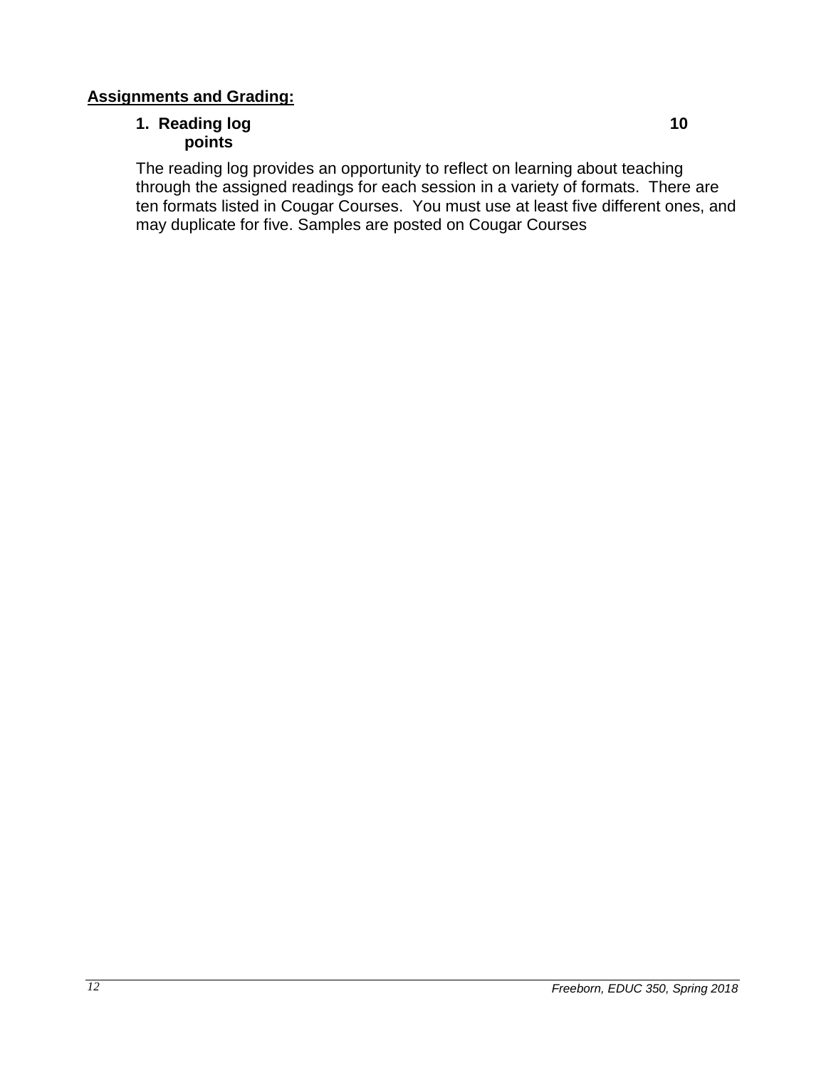**Assignments and Grading:**

**1. Reading log 10 points**

The reading log provides an opportunity to reflect on learning about teaching through the assigned readings for each session in a variety of formats. There are ten formats listed in Cougar Courses. You must use at least five different ones, and may duplicate for five. Samples are posted on Cougar Courses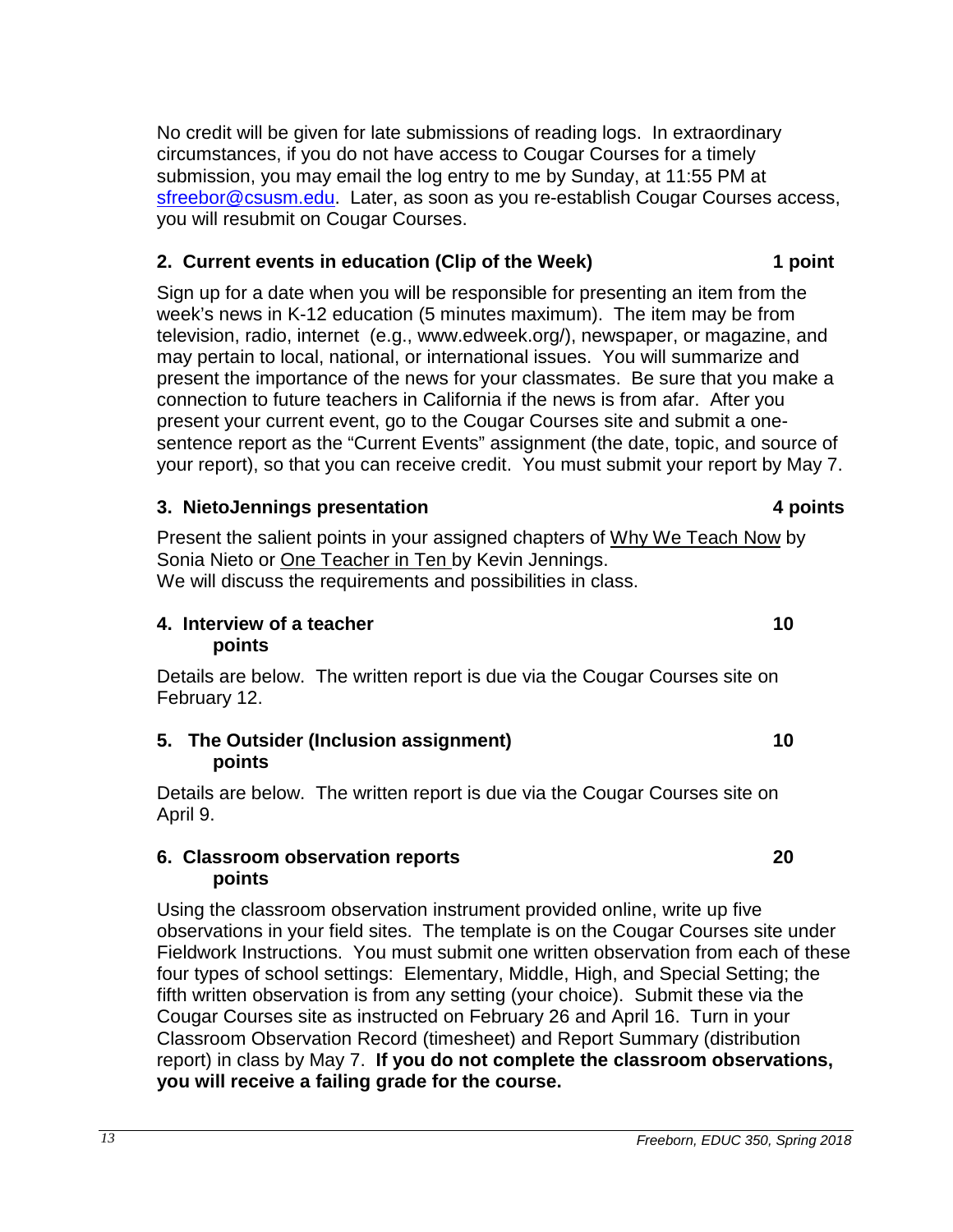No credit will be given for late submissions of reading logs. In extraordinary circumstances, if you do not have access to Cougar Courses for a timely submission, you may email the log entry to me by Sunday, at 11:55 PM at sfreebor@csusm.edu. Later, as soon as you re-establish Cougar Courses access, you will resubmit on Cougar Courses.

### 2. Current events in education (Clip of the Week) 1 point

Sign up for a date when you will be responsible for presenting an item from the week's news in K-12 education (5 minutes maximum). The item may be from television, radio, internet (e.g., www.edweek.org/), newspaper, or magazine, and may pertain to local, national, or international issues. You will summarize and present the importance of the news for your classmates. Be sure that you make a connection to future teachers in California if the news is from afar. After you present your current event, go to the Cougar Courses site and submit a one-sentence report as the "Current Events" assignment (the date, topic, and source of your report), so that you can receive credit. You must submit your report by May 7.

### 3. NietoJennings presentation 4 points

Present the salient points in your assigned chapters of Why We Teach Now by Sonia Nieto or One Teacher in Ten by Kevin Jennings.
We will discuss the requirements and possibilities in class.

### 4. Interview of a teacher 10 points

Details are below. The written report is due via the Cougar Courses site on February 12.

### 5. The Outsider (Inclusion assignment) 10 points

Details are below. The written report is due via the Cougar Courses site on April 9.

### 6. Classroom observation reports 20 points

Using the classroom observation instrument provided online, write up five observations in your field sites. The template is on the Cougar Courses site under Fieldwork Instructions. You must submit one written observation from each of these four types of school settings: Elementary, Middle, High, and Special Setting; the fifth written observation is from any setting (your choice). Submit these via the Cougar Courses site as instructed on February 26 and April 16. Turn in your Classroom Observation Record (timesheet) and Report Summary (distribution report) in class by May 7. **If you do not complete the classroom observations, you will receive a failing grade for the course.**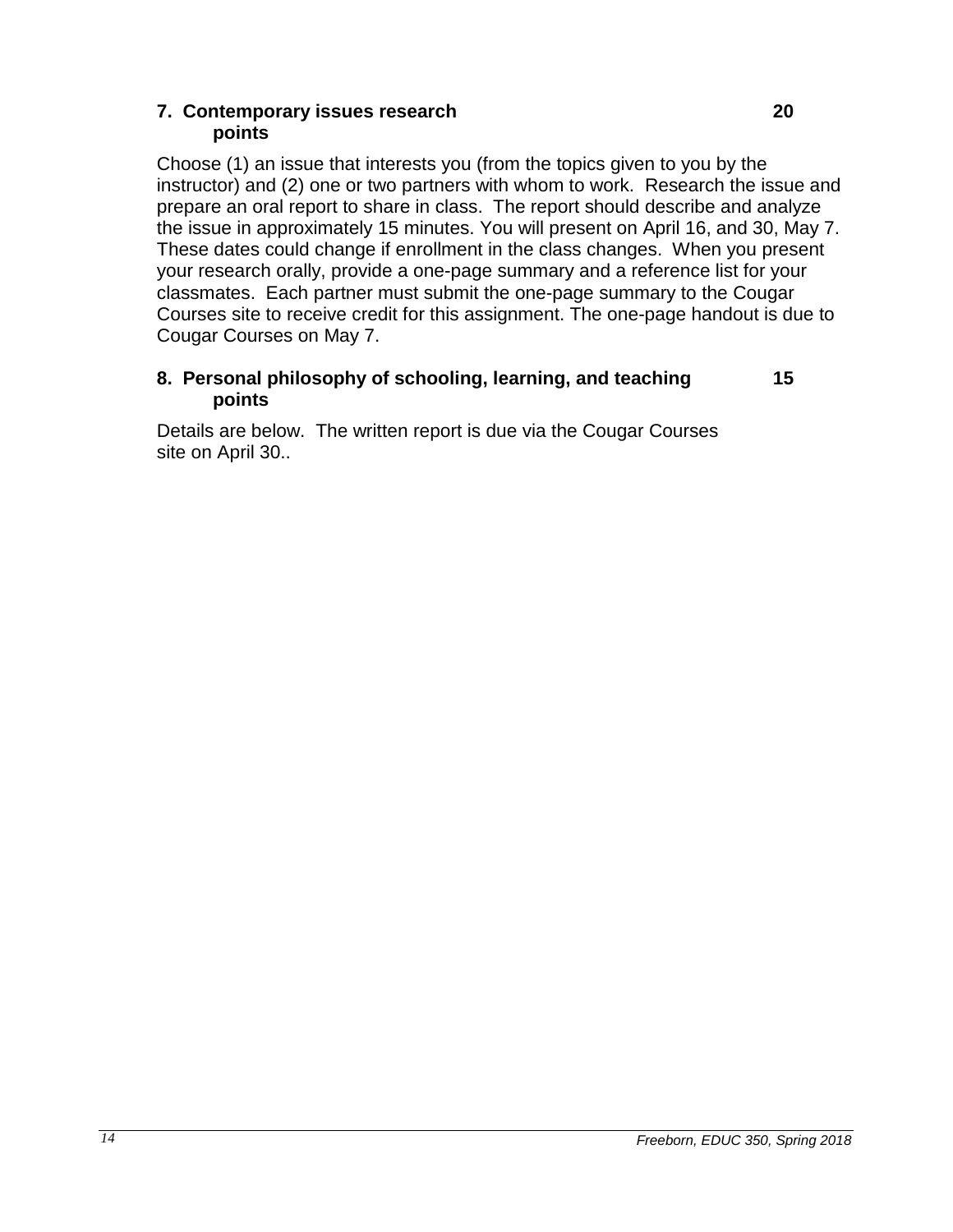**7. Contemporary issues research 20 points**

Choose (1) an issue that interests you (from the topics given to you by the instructor) and (2) one or two partners with whom to work. Research the issue and prepare an oral report to share in class. The report should describe and analyze the issue in approximately 15 minutes. You will present on April 16, and 30, May 7. These dates could change if enrollment in the class changes. When you present your research orally, provide a one-page summary and a reference list for your classmates. Each partner must submit the one-page summary to the Cougar Courses site to receive credit for this assignment. The one-page handout is due to Cougar Courses on May 7.

**8. Personal philosophy of schooling, learning, and teaching 15 points**

Details are below. The written report is due via the Cougar Courses site on April 30..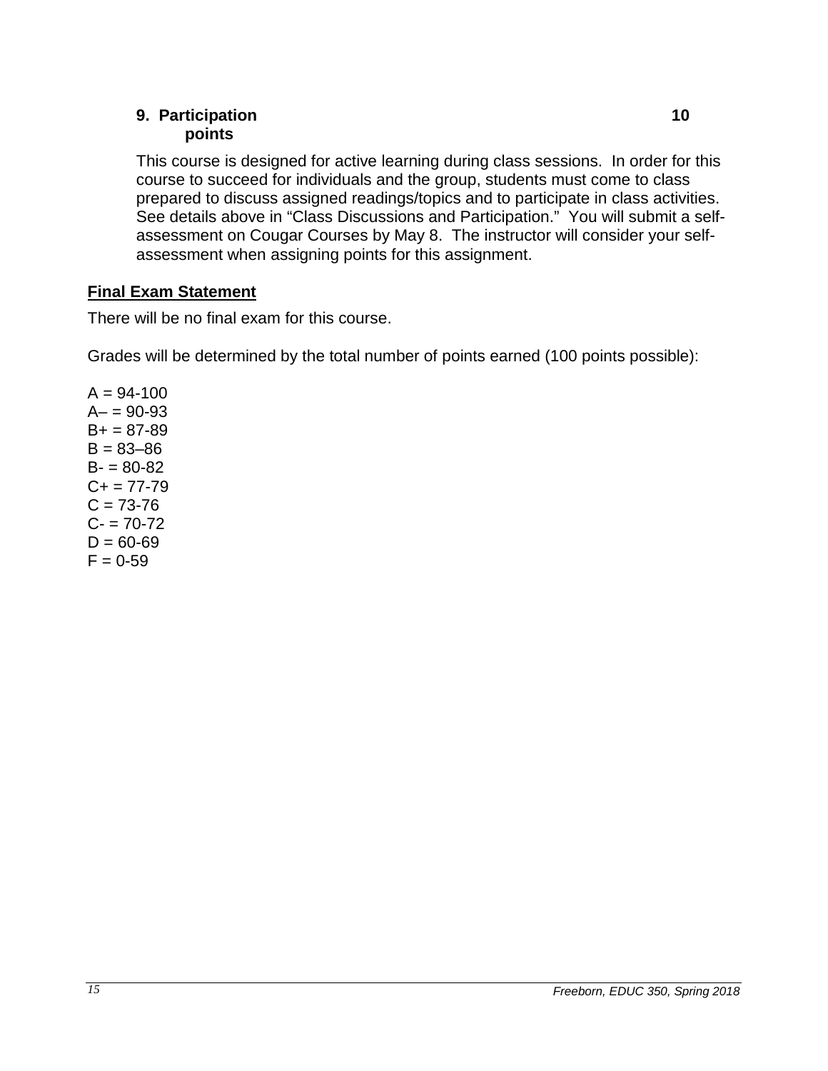**9. Participation 10 points**

This course is designed for active learning during class sessions. In order for this course to succeed for individuals and the group, students must come to class prepared to discuss assigned readings/topics and to participate in class activities. See details above in "Class Discussions and Participation." You will submit a self-assessment on Cougar Courses by May 8. The instructor will consider your self-assessment when assigning points for this assignment.

## Final Exam Statement

There will be no final exam for this course.

Grades will be determined by the total number of points earned (100 points possible):

A = 94-100
A– = 90-93
B+ = 87-89
B = 83–86
B- = 80-82
C+ = 77-79
C = 73-76
C- = 70-72
D = 60-69
F = 0-59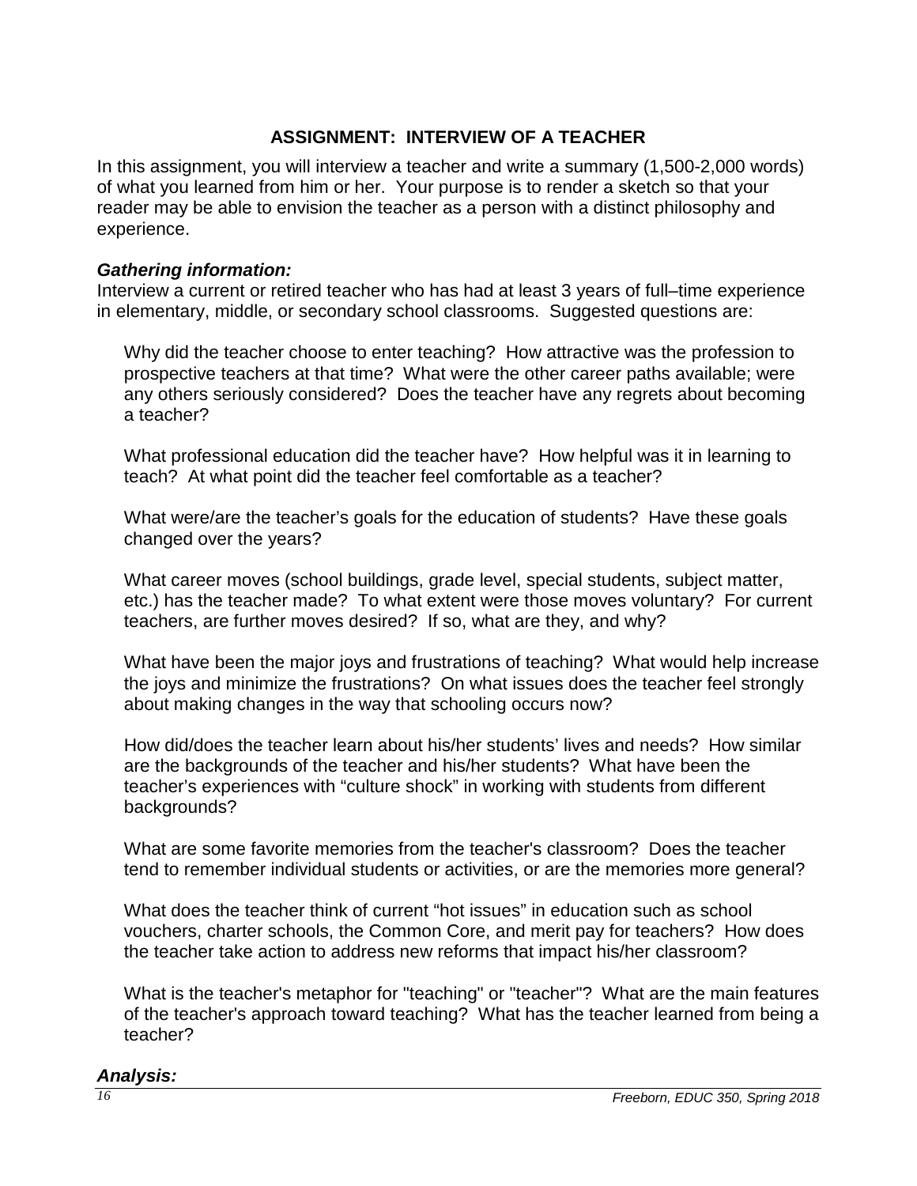## ASSIGNMENT: INTERVIEW OF A TEACHER

In this assignment, you will interview a teacher and write a summary (1,500-2,000 words) of what you learned from him or her. Your purpose is to render a sketch so that your reader may be able to envision the teacher as a person with a distinct philosophy and experience.

***Gathering information:***

Interview a current or retired teacher who has had at least 3 years of full–time experience in elementary, middle, or secondary school classrooms. Suggested questions are:

Why did the teacher choose to enter teaching? How attractive was the profession to prospective teachers at that time? What were the other career paths available; were any others seriously considered? Does the teacher have any regrets about becoming a teacher?

What professional education did the teacher have? How helpful was it in learning to teach? At what point did the teacher feel comfortable as a teacher?

What were/are the teacher's goals for the education of students? Have these goals changed over the years?

What career moves (school buildings, grade level, special students, subject matter, etc.) has the teacher made? To what extent were those moves voluntary? For current teachers, are further moves desired? If so, what are they, and why?

What have been the major joys and frustrations of teaching? What would help increase the joys and minimize the frustrations? On what issues does the teacher feel strongly about making changes in the way that schooling occurs now?

How did/does the teacher learn about his/her students' lives and needs? How similar are the backgrounds of the teacher and his/her students? What have been the teacher's experiences with "culture shock" in working with students from different backgrounds?

What are some favorite memories from the teacher's classroom? Does the teacher tend to remember individual students or activities, or are the memories more general?

What does the teacher think of current "hot issues" in education such as school vouchers, charter schools, the Common Core, and merit pay for teachers? How does the teacher take action to address new reforms that impact his/her classroom?

What is the teacher's metaphor for "teaching" or "teacher"? What are the main features of the teacher's approach toward teaching? What has the teacher learned from being a teacher?

***Analysis:***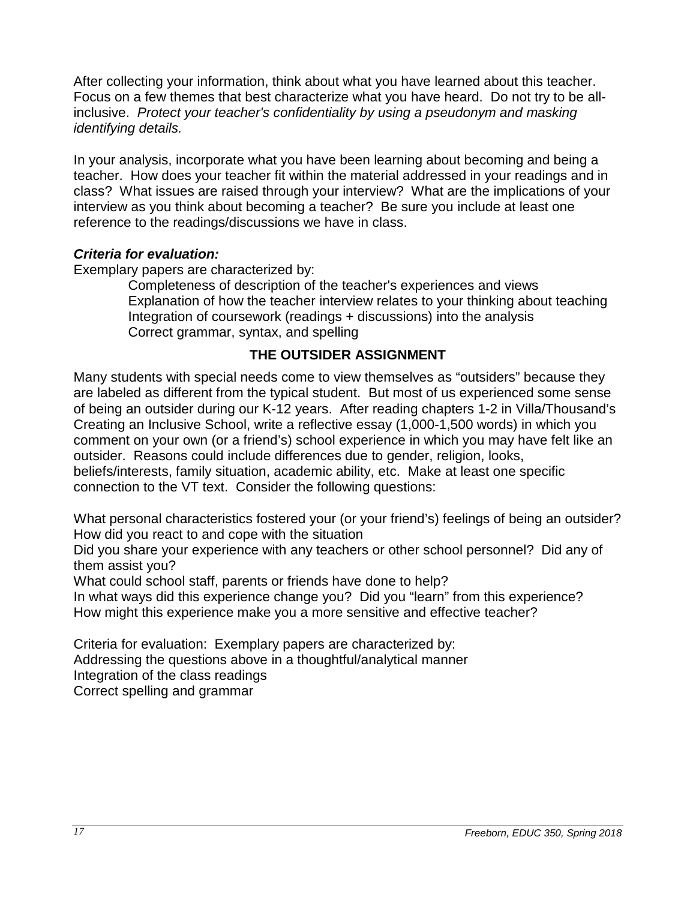After collecting your information, think about what you have learned about this teacher. Focus on a few themes that best characterize what you have heard. Do not try to be all-inclusive. *Protect your teacher's confidentiality by using a pseudonym and masking identifying details.*

In your analysis, incorporate what you have been learning about becoming and being a teacher. How does your teacher fit within the material addressed in your readings and in class? What issues are raised through your interview? What are the implications of your interview as you think about becoming a teacher? Be sure you include at least one reference to the readings/discussions we have in class.

***Criteria for evaluation:***

Exemplary papers are characterized by:

- Completeness of description of the teacher's experiences and views
- Explanation of how the teacher interview relates to your thinking about teaching
- Integration of coursework (readings + discussions) into the analysis
- Correct grammar, syntax, and spelling

## THE OUTSIDER ASSIGNMENT

Many students with special needs come to view themselves as "outsiders" because they are labeled as different from the typical student. But most of us experienced some sense of being an outsider during our K-12 years. After reading chapters 1-2 in Villa/Thousand's Creating an Inclusive School, write a reflective essay (1,000-1,500 words) in which you comment on your own (or a friend's) school experience in which you may have felt like an outsider. Reasons could include differences due to gender, religion, looks, beliefs/interests, family situation, academic ability, etc. Make at least one specific connection to the VT text. Consider the following questions:

What personal characteristics fostered your (or your friend's) feelings of being an outsider? How did you react to and cope with the situation

Did you share your experience with any teachers or other school personnel? Did any of them assist you?

What could school staff, parents or friends have done to help?

In what ways did this experience change you? Did you "learn" from this experience?

How might this experience make you a more sensitive and effective teacher?

Criteria for evaluation: Exemplary papers are characterized by:

Addressing the questions above in a thoughtful/analytical manner

Integration of the class readings

Correct spelling and grammar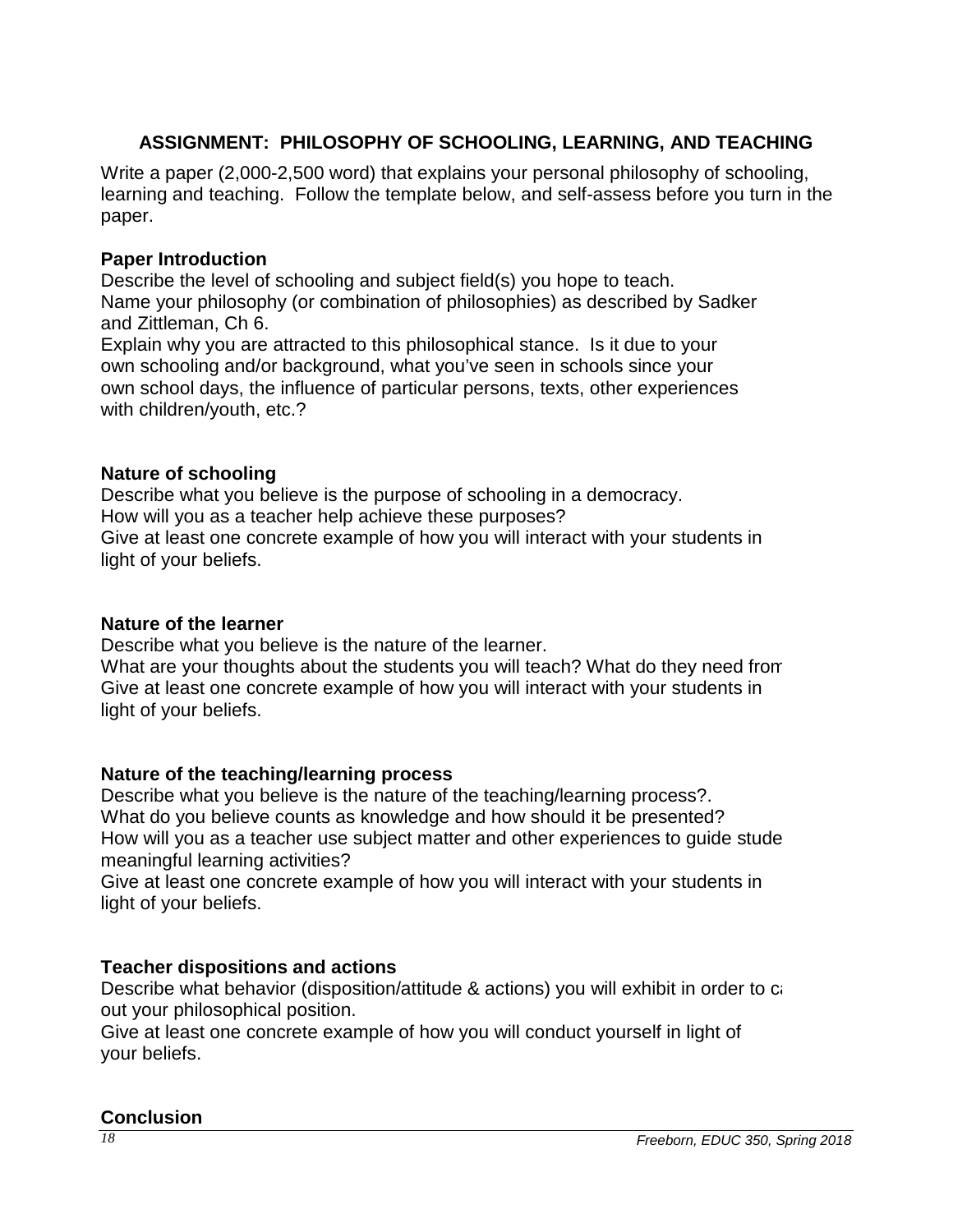## ASSIGNMENT: PHILOSOPHY OF SCHOOLING, LEARNING, AND TEACHING

Write a paper (2,000-2,500 word) that explains your personal philosophy of schooling, learning and teaching. Follow the template below, and self-assess before you turn in the paper.

**Paper Introduction**

Describe the level of schooling and subject field(s) you hope to teach.
Name your philosophy (or combination of philosophies) as described by Sadker and Zittleman, Ch 6.
Explain why you are attracted to this philosophical stance. Is it due to your own schooling and/or background, what you've seen in schools since your own school days, the influence of particular persons, texts, other experiences with children/youth, etc.?

**Nature of schooling**

Describe what you believe is the purpose of schooling in a democracy.
How will you as a teacher help achieve these purposes?
Give at least one concrete example of how you will interact with your students in light of your beliefs.

**Nature of the learner**

Describe what you believe is the nature of the learner.
What are your thoughts about the students you will teach? What do they need from
Give at least one concrete example of how you will interact with your students in light of your beliefs.

**Nature of the teaching/learning process**

Describe what you believe is the nature of the teaching/learning process?.
What do you believe counts as knowledge and how should it be presented?
How will you as a teacher use subject matter and other experiences to guide stude meaningful learning activities?
Give at least one concrete example of how you will interact with your students in light of your beliefs.

**Teacher dispositions and actions**

Describe what behavior (disposition/attitude & actions) you will exhibit in order to ca out your philosophical position.
Give at least one concrete example of how you will conduct yourself in light of your beliefs.

**Conclusion**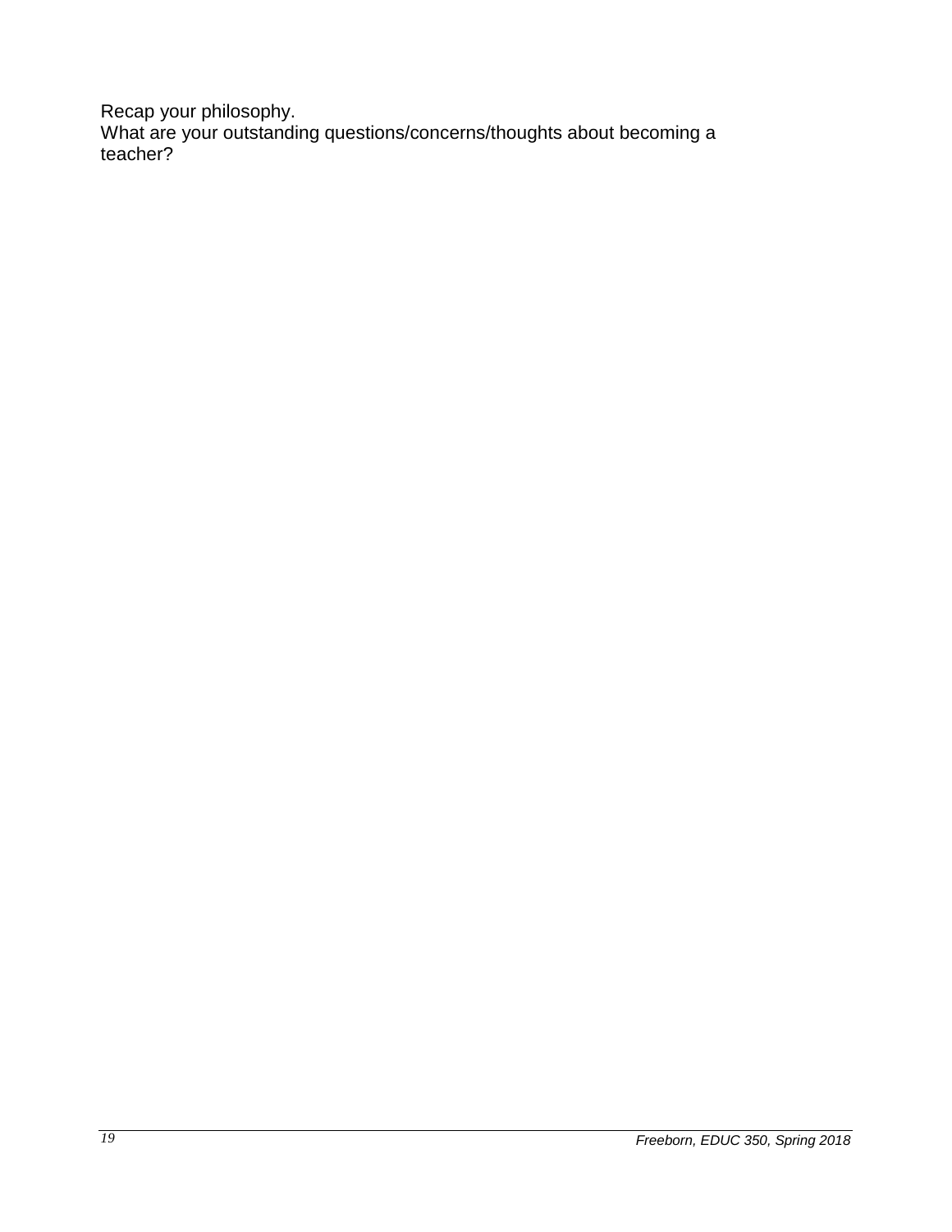Recap your philosophy.

What are your outstanding questions/concerns/thoughts about becoming a teacher?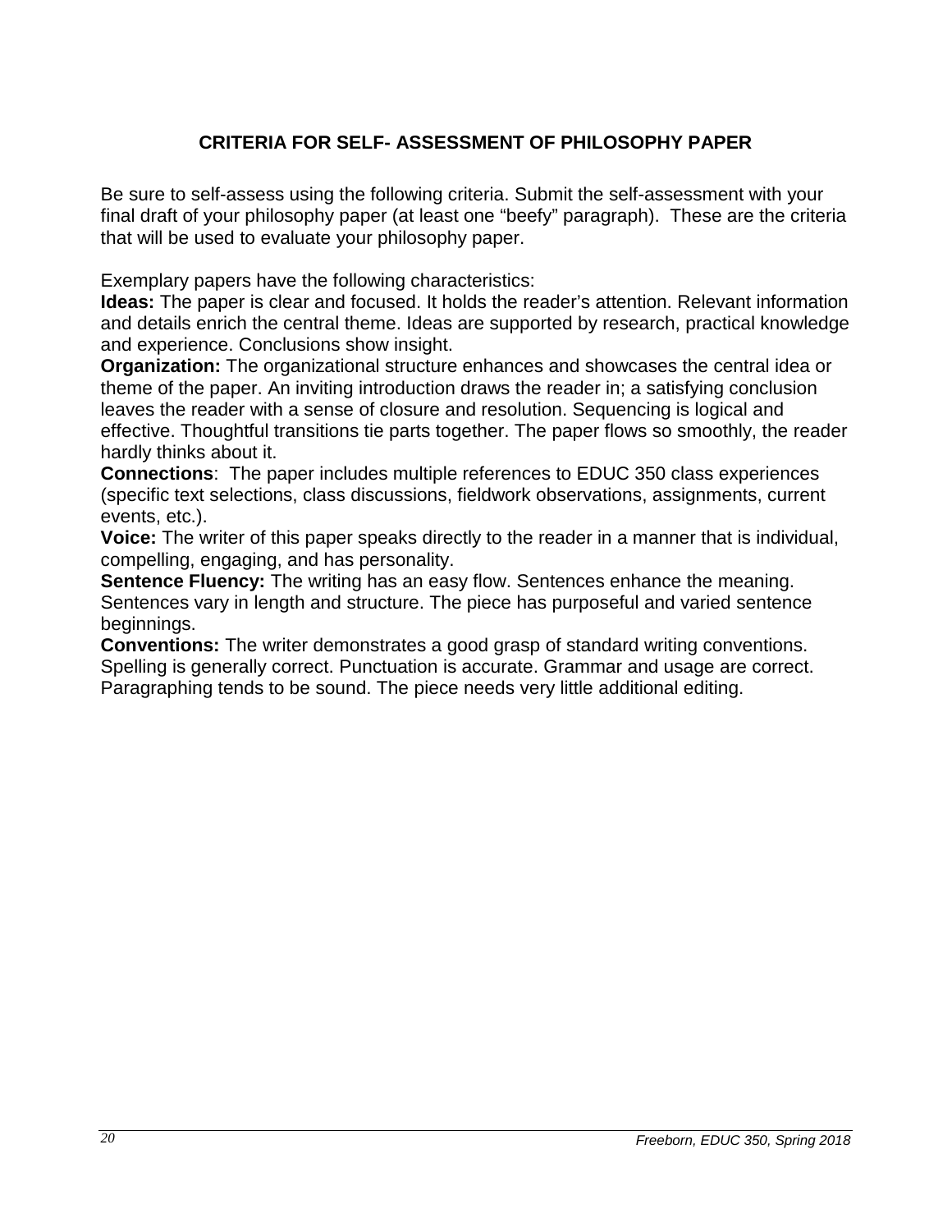## CRITERIA FOR SELF- ASSESSMENT OF PHILOSOPHY PAPER

Be sure to self-assess using the following criteria. Submit the self-assessment with your final draft of your philosophy paper (at least one "beefy" paragraph). These are the criteria that will be used to evaluate your philosophy paper.

Exemplary papers have the following characteristics:

**Ideas:** The paper is clear and focused. It holds the reader's attention. Relevant information and details enrich the central theme. Ideas are supported by research, practical knowledge and experience. Conclusions show insight.

**Organization:** The organizational structure enhances and showcases the central idea or theme of the paper. An inviting introduction draws the reader in; a satisfying conclusion leaves the reader with a sense of closure and resolution. Sequencing is logical and effective. Thoughtful transitions tie parts together. The paper flows so smoothly, the reader hardly thinks about it.

**Connections**: The paper includes multiple references to EDUC 350 class experiences (specific text selections, class discussions, fieldwork observations, assignments, current events, etc.).

**Voice:** The writer of this paper speaks directly to the reader in a manner that is individual, compelling, engaging, and has personality.

**Sentence Fluency:** The writing has an easy flow. Sentences enhance the meaning. Sentences vary in length and structure. The piece has purposeful and varied sentence beginnings.

**Conventions:** The writer demonstrates a good grasp of standard writing conventions. Spelling is generally correct. Punctuation is accurate. Grammar and usage are correct. Paragraphing tends to be sound. The piece needs very little additional editing.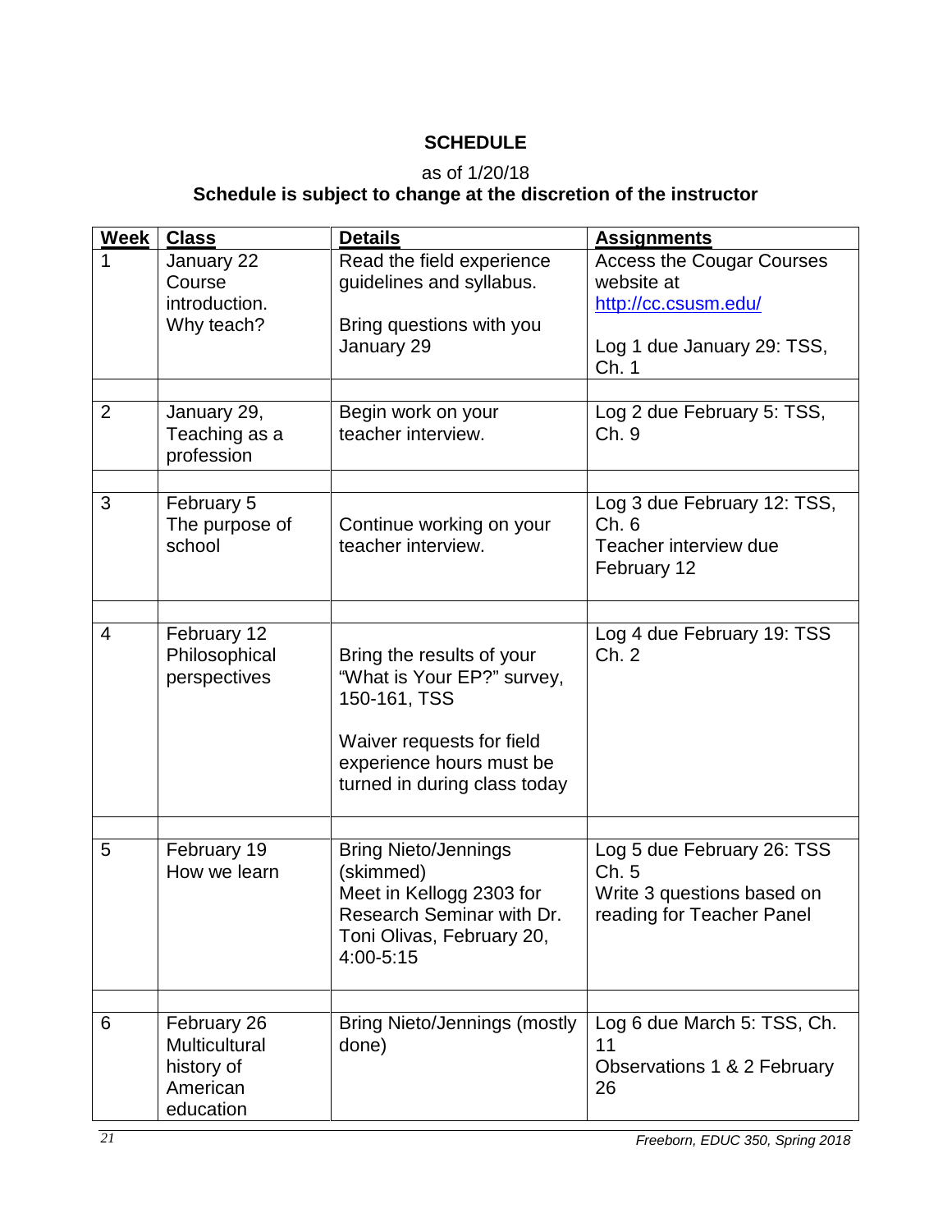**SCHEDULE**

as of 1/20/18

**Schedule is subject to change at the discretion of the instructor**

| Week | Class | Details | Assignments |
|---|---|---|---|
| 1 | January 22 Course introduction. Why teach? | Read the field experience guidelines and syllabus.<br><br>Bring questions with you January 29 | Access the Cougar Courses website at http://cc.csusm.edu/<br><br>Log 1 due January 29: TSS, Ch. 1 |
| | | | |
| 2 | January 29, Teaching as a profession | Begin work on your teacher interview. | Log 2 due February 5: TSS, Ch. 9 |
| | | | |
| 3 | February 5 The purpose of school | Continue working on your teacher interview. | Log 3 due February 12: TSS, Ch. 6<br>Teacher interview due February 12 |
| | | | |
| 4 | February 12 Philosophical perspectives | Bring the results of your "What is Your EP?" survey, 150-161, TSS<br><br>Waiver requests for field experience hours must be turned in during class today | Log 4 due February 19: TSS Ch. 2 |
| | | | |
| 5 | February 19 How we learn | Bring Nieto/Jennings (skimmed)<br>Meet in Kellogg 2303 for Research Seminar with Dr. Toni Olivas, February 20, 4:00-5:15 | Log 5 due February 26: TSS Ch. 5<br>Write 3 questions based on reading for Teacher Panel |
| | | | |
| 6 | February 26 Multicultural history of American education | Bring Nieto/Jennings (mostly done) | Log 6 due March 5: TSS, Ch. 11<br>Observations 1 & 2 February 26 |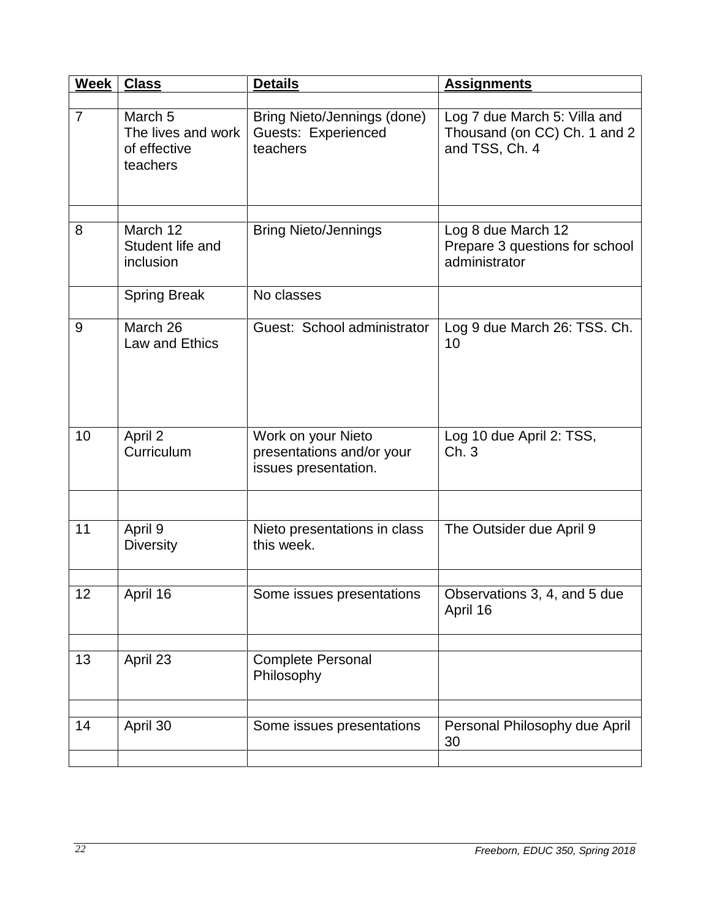| Week | Class | Details | Assignments |
|---|---|---|---|
| | | | |
| 7 | March 5<br>The lives and work of effective teachers | Bring Nieto/Jennings (done)<br>Guests: Experienced teachers | Log 7 due March 5: Villa and Thousand (on CC) Ch. 1 and 2 and TSS, Ch. 4 |
| | | | |
| 8 | March 12<br>Student life and inclusion | Bring Nieto/Jennings | Log 8 due March 12<br>Prepare 3 questions for school administrator |
| | Spring Break | No classes | |
| 9 | March 26<br>Law and Ethics | Guest: School administrator | Log 9 due March 26: TSS. Ch. 10 |
| 10 | April 2<br>Curriculum | Work on your Nieto presentations and/or your issues presentation. | Log 10 due April 2: TSS, Ch. 3 |
| | | | |
| 11 | April 9<br>Diversity | Nieto presentations in class this week. | The Outsider due April 9 |
| | | | |
| 12 | April 16 | Some issues presentations | Observations 3, 4, and 5 due April 16 |
| | | | |
| 13 | April 23 | Complete Personal Philosophy | |
| | | | |
| 14 | April 30 | Some issues presentations | Personal Philosophy due April 30 |
| | | | |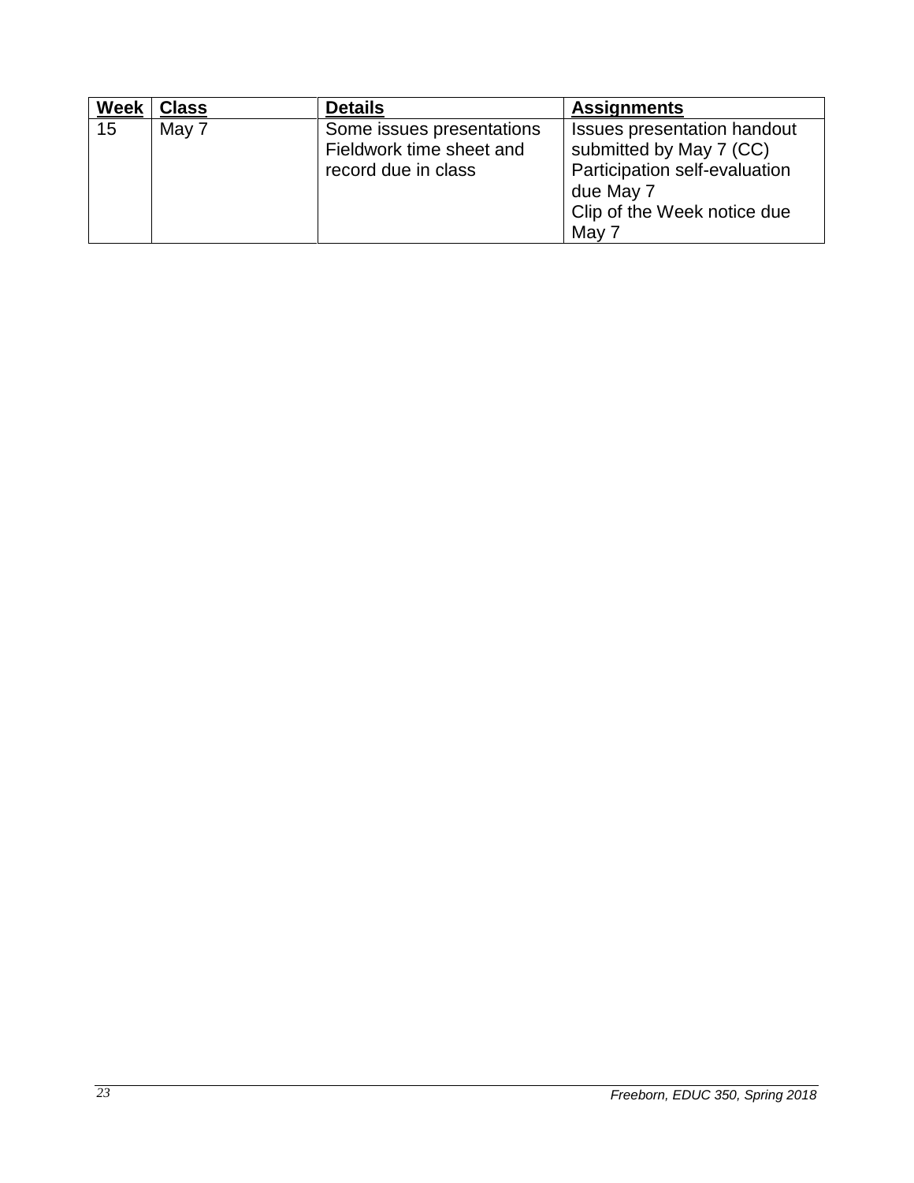| Week | Class | Details | Assignments |
|---|---|---|---|
| 15 | May 7 | Some issues presentations<br>Fieldwork time sheet and record due in class | Issues presentation handout submitted by May 7 (CC)<br>Participation self-evaluation due May 7<br>Clip of the Week notice due May 7 |